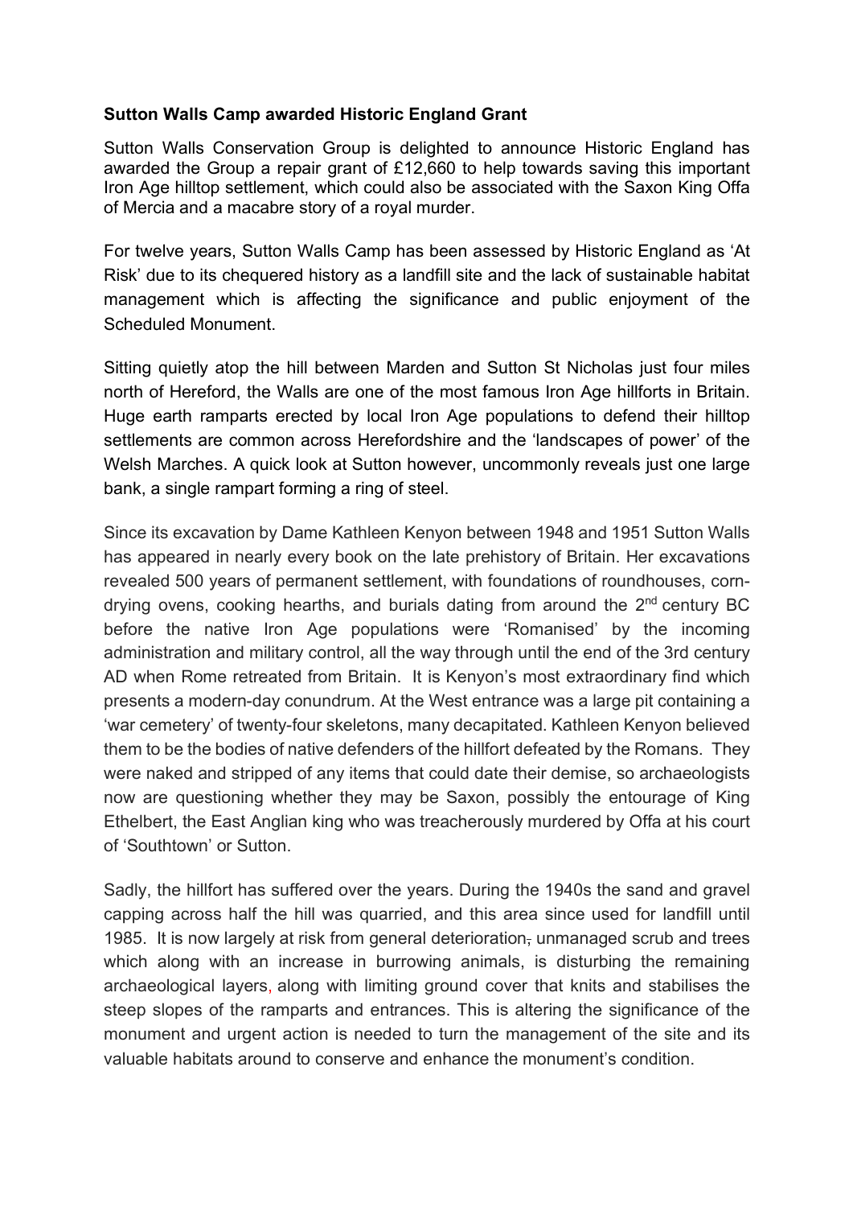**Sutton Walls Camp awarded Historic England Grant**

Sutton Walls Conservation Group is delighted to announce Historic England has awarded the Group a repair grant of £12,660 to help towards saving this important Iron Age hilltop settlement, which could also be associated with the Saxon King Offa of Mercia and a macabre story of a royal murder.

For twelve years, Sutton Walls Camp has been assessed by Historic England as 'At Risk' due to its chequered history as a landfill site and the lack of sustainable habitat management which is affecting the significance and public enjoyment of the Scheduled Monument.

Sitting quietly atop the hill between Marden and Sutton St Nicholas just four miles north of Hereford, the Walls are one of the most famous Iron Age hillforts in Britain. Huge earth ramparts erected by local Iron Age populations to defend their hilltop settlements are common across Herefordshire and the 'landscapes of power' of the Welsh Marches. A quick look at Sutton however, uncommonly reveals just one large bank, a single rampart forming a ring of steel.

Since its excavation by Dame Kathleen Kenyon between 1948 and 1951 Sutton Walls has appeared in nearly every book on the late prehistory of Britain. Her excavations revealed 500 years of permanent settlement, with foundations of roundhouses, corn-drying ovens, cooking hearths, and burials dating from around the 2nd century BC before the native Iron Age populations were 'Romanised' by the incoming administration and military control, all the way through until the end of the 3rd century AD when Rome retreated from Britain. It is Kenyon's most extraordinary find which presents a modern-day conundrum. At the West entrance was a large pit containing a 'war cemetery' of twenty-four skeletons, many decapitated. Kathleen Kenyon believed them to be the bodies of native defenders of the hillfort defeated by the Romans. They were naked and stripped of any items that could date their demise, so archaeologists now are questioning whether they may be Saxon, possibly the entourage of King Ethelbert, the East Anglian king who was treacherously murdered by Offa at his court of 'Southtown' or Sutton.

Sadly, the hillfort has suffered over the years. During the 1940s the sand and gravel capping across half the hill was quarried, and this area since used for landfill until 1985. It is now largely at risk from general deterioration, unmanaged scrub and trees which along with an increase in burrowing animals, is disturbing the remaining archaeological layers, along with limiting ground cover that knits and stabilises the steep slopes of the ramparts and entrances. This is altering the significance of the monument and urgent action is needed to turn the management of the site and its valuable habitats around to conserve and enhance the monument's condition.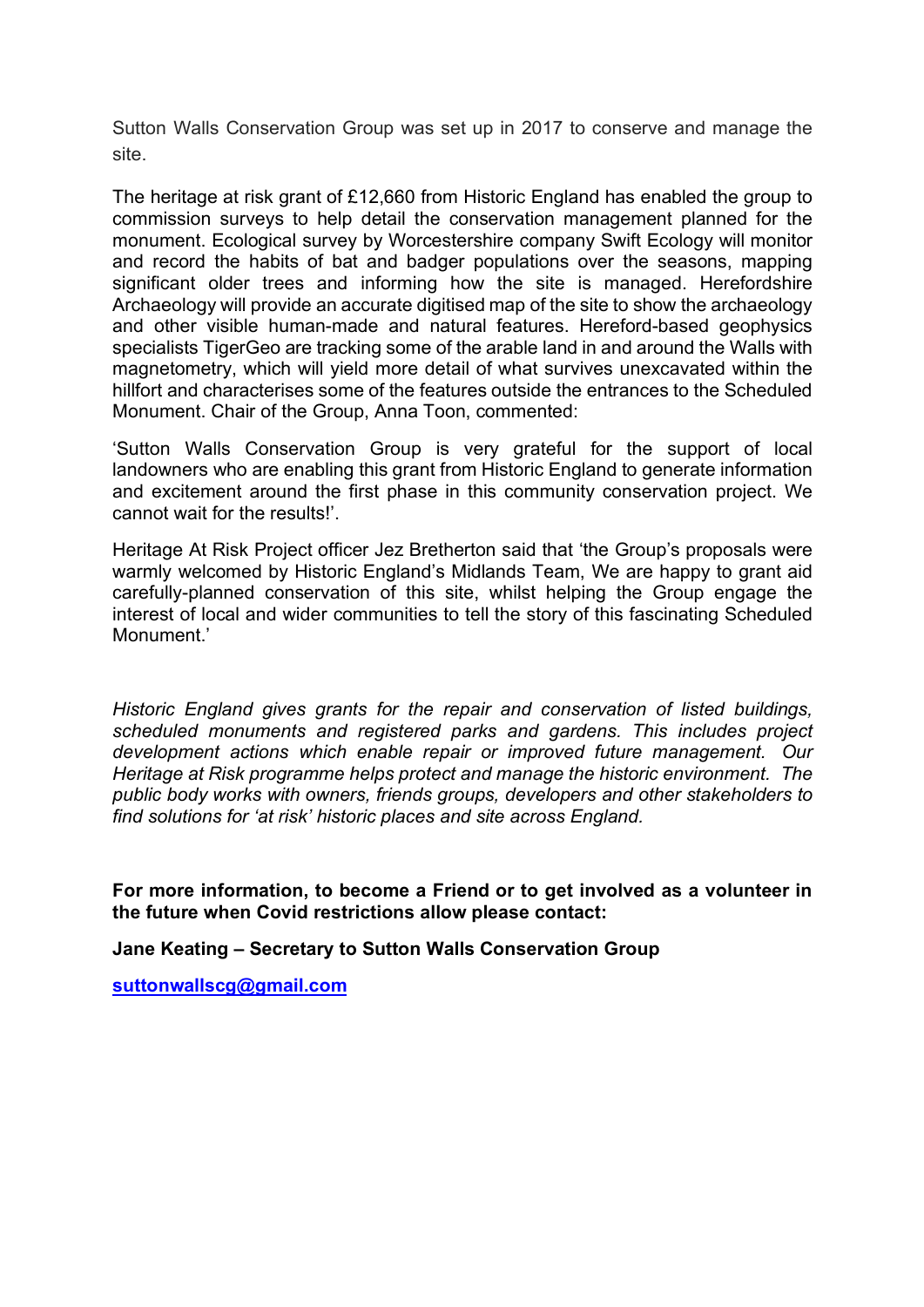Sutton Walls Conservation Group was set up in 2017 to conserve and manage the site.

The heritage at risk grant of £12,660 from Historic England has enabled the group to commission surveys to help detail the conservation management planned for the monument. Ecological survey by Worcestershire company Swift Ecology will monitor and record the habits of bat and badger populations over the seasons, mapping significant older trees and informing how the site is managed. Herefordshire Archaeology will provide an accurate digitised map of the site to show the archaeology and other visible human-made and natural features. Hereford-based geophysics specialists TigerGeo are tracking some of the arable land in and around the Walls with magnetometry, which will yield more detail of what survives unexcavated within the hillfort and characterises some of the features outside the entrances to the Scheduled Monument. Chair of the Group, Anna Toon, commented:

'Sutton Walls Conservation Group is very grateful for the support of local landowners who are enabling this grant from Historic England to generate information and excitement around the first phase in this community conservation project. We cannot wait for the results!'.

Heritage At Risk Project officer Jez Bretherton said that 'the Group's proposals were warmly welcomed by Historic England's Midlands Team, We are happy to grant aid carefully-planned conservation of this site, whilst helping the Group engage the interest of local and wider communities to tell the story of this fascinating Scheduled Monument.'

*Historic England gives grants for the repair and conservation of listed buildings, scheduled monuments and registered parks and gardens. This includes project development actions which enable repair or improved future management. Our Heritage at Risk programme helps protect and manage the historic environment. The public body works with owners, friends groups, developers and other stakeholders to find solutions for 'at risk' historic places and site across England.*

**For more information, to become a Friend or to get involved as a volunteer in the future when Covid restrictions allow please contact:**

**Jane Keating – Secretary to Sutton Walls Conservation Group**

**suttonwallscg@gmail.com**